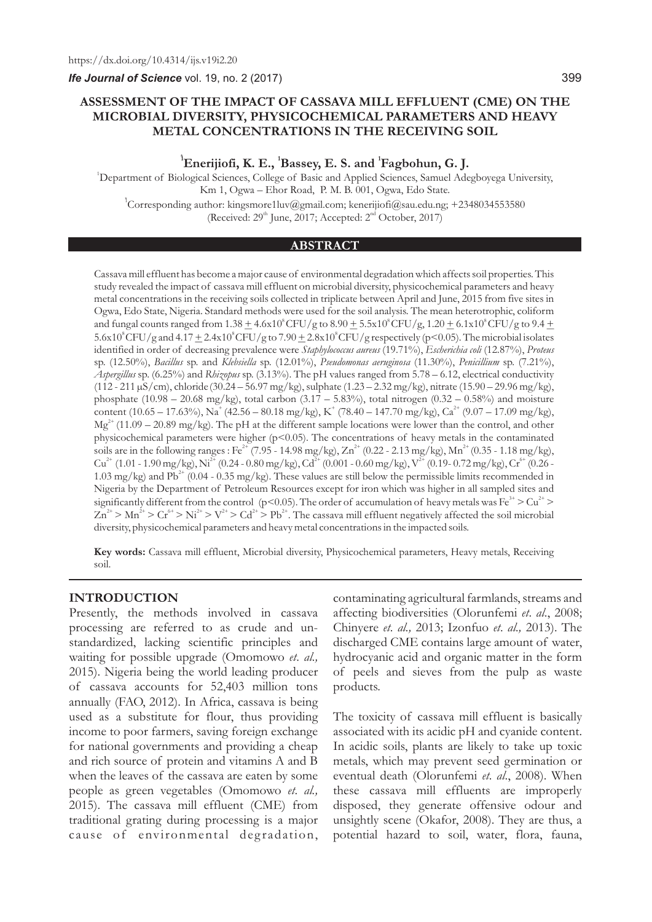https://dx.doi.org/10.4314/ijs.v19i2.20

# ASSESSMENT OF THE IMPACT OF CASSAVA MILL EFFLUENT (CME) ON THE MICROBIAL DIVERSITY, PHYSICOCHEMICAL PARAMETERS AND HEAVY METAL CONCENTRATIONS IN THE RECEIVING SOIL

**[1]Enerijiofi, K. E., [1]Bassey, E. S. and [1]Fagbohun, G. J.**

[1]Department of Biological Sciences, College of Basic and Applied Sciences, Samuel Adegboyega University, Km 1, Ogwa – Ehor Road, P. M. B. 001, Ogwa, Edo State.

[1]Corresponding author: kingsmore1luv@gmail.com; kenerijiofi@sau.edu.ng; +2348034553580

(Received: 29th June, 2017; Accepted: 2nd October, 2017)

## ABSTRACT

Cassava mill effluent has become a major cause of environmental degradation which affects soil properties. This study revealed the impact of cassava mill effluent on microbial diversity, physicochemical parameters and heavy metal concentrations in the receiving soils collected in triplicate between April and June, 2015 from five sites in Ogwa, Edo State, Nigeria. Standard methods were used for the soil analysis. The mean heterotrophic, coliform and fungal counts ranged from $1.38 \pm 4.6 \times 10^8$ CFU/g to $8.90 \pm 5.5 \times 10^8$ CFU/g, $1.20 \pm 6.1 \times 10^8$ CFU/g to $9.4 \pm 5.6 \times 10^8$ CFU/g and $4.17 \pm 2.4 \times 10^8$ CFU/g to $7.90 \pm 2.8 \times 10^8$ CFU/g respectively ($p<0.05$). The microbial isolates identified in order of decreasing prevalence were *Staphylococcus aureus* (19.71%), *Escherichia coli* (12.87%), *Proteus* sp. (12.50%), *Bacillus* sp. and *Klebsiella* sp. (12.01%), *Pseudomonas aeruginosa* (11.30%), *Penicillium* sp. (7.21%), *Aspergillus* sp. (6.25%) and *Rhizopus* sp. (3.13%). The pH values ranged from 5.78 – 6.12, electrical conductivity (112 - 211 μS/cm), chloride (30.24 – 56.97 mg/kg), sulphate (1.23 – 2.32 mg/kg), nitrate (15.90 – 29.96 mg/kg), phosphate (10.98 – 20.68 mg/kg), total carbon (3.17 – 5.83%), total nitrogen (0.32 – 0.58%) and moisture content (10.65 – 17.63%), $Na^+$ (42.56 – 80.18 mg/kg), $K^+$ (78.40 – 147.70 mg/kg), $Ca^{2+}$ (9.07 – 17.09 mg/kg), $Mg^{2+}$ (11.09 – 20.89 mg/kg). The pH at the different sample locations were lower than the control, and other physicochemical parameters were higher ($p<0.05$). The concentrations of heavy metals in the contaminated soils are in the following ranges : $Fe^{2+}$ (7.95 - 14.98 mg/kg), $Zn^{2+}$ (0.22 - 2.13 mg/kg), $Mn^{2+}$ (0.35 - 1.18 mg/kg), $Cu^{2+}$ (1.01 - 1.90 mg/kg), $Ni^{2+}$ (0.24 - 0.80 mg/kg), $Cd^{2+}$ (0.001 - 0.60 mg/kg), $V^{2+}$ (0.19- 0.72 mg/kg), $Cr^{6+}$ (0.26 - 1.03 mg/kg) and $Pb^{2+}$ (0.04 - 0.35 mg/kg). These values are still below the permissible limits recommended in Nigeria by the Department of Petroleum Resources except for iron which was higher in all sampled sites and significantly different from the control ($p<0.05$). The order of accumulation of heavy metals was $Fe^{3+} > Cu^{2+} > Zn^{2+} > Mn^{2+} > Cr^{6+} > Ni^{2+} > V^{2+} > Cd^{2+} > Pb^{2+}$. The cassava mill effluent negatively affected the soil microbial diversity, physicochemical parameters and heavy metal concentrations in the impacted soils.

**Key words:** Cassava mill effluent, Microbial diversity, Physicochemical parameters, Heavy metals, Receiving soil.

## INTRODUCTION

Presently, the methods involved in cassava processing are referred to as crude and un-standardized, lacking scientific principles and waiting for possible upgrade (Omomowo *et. al.,* 2015). Nigeria being the world leading producer of cassava accounts for 52,403 million tons annually (FAO, 2012). In Africa, cassava is being used as a substitute for flour, thus providing income to poor farmers, saving foreign exchange for national governments and providing a cheap and rich source of protein and vitamins A and B when the leaves of the cassava are eaten by some people as green vegetables (Omomowo *et. al.,* 2015). The cassava mill effluent (CME) from traditional grating during processing is a major cause of environmental degradation, contaminating agricultural farmlands, streams and affecting biodiversities (Olorunfemi *et. al.*, 2008; Chinyere *et. al.,* 2013; Izonfuo *et. al.,* 2013). The discharged CME contains large amount of water, hydrocyanic acid and organic matter in the form of peels and sieves from the pulp as waste products.

The toxicity of cassava mill effluent is basically associated with its acidic pH and cyanide content. In acidic soils, plants are likely to take up toxic metals, which may prevent seed germination or eventual death (Olorunfemi *et. al.*, 2008). When these cassava mill effluents are improperly disposed, they generate offensive odour and unsightly scene (Okafor, 2008). They are thus, a potential hazard to soil, water, flora, fauna,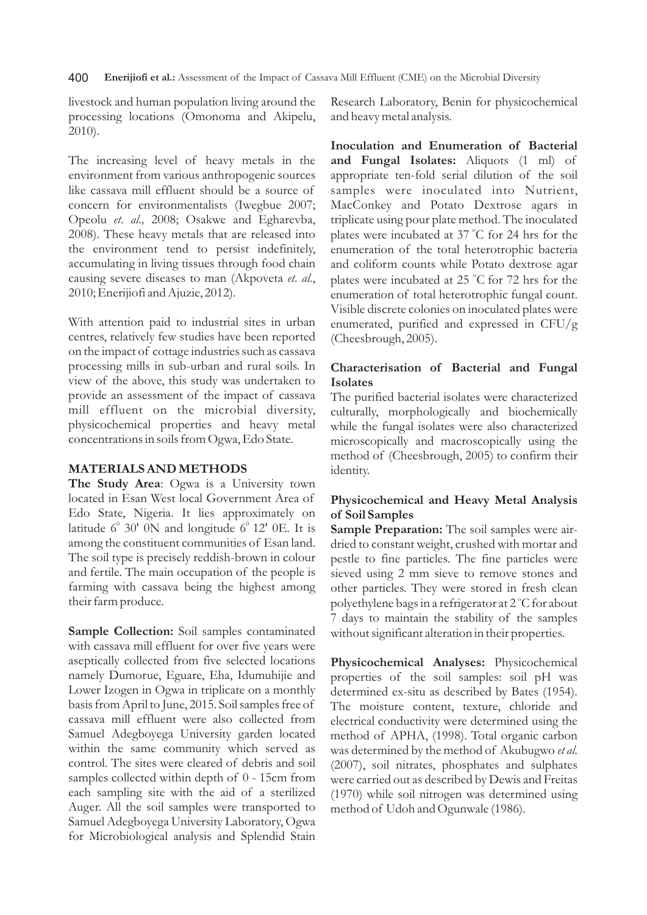livestock and human population living around the processing locations (Omonoma and Akipelu, 2010).

The increasing level of heavy metals in the environment from various anthropogenic sources like cassava mill effluent should be a source of concern for environmentalists (Iwegbue 2007; Opeolu *et. al.,* 2008; Osakwe and Egharevba, 2008). These heavy metals that are released into the environment tend to persist indefinitely, accumulating in living tissues through food chain causing severe diseases to man (Akpoveta *et. al.*, 2010; Enerijiofi and Ajuzie, 2012).

With attention paid to industrial sites in urban centres, relatively few studies have been reported on the impact of cottage industries such as cassava processing mills in sub-urban and rural soils. In view of the above, this study was undertaken to provide an assessment of the impact of cassava mill effluent on the microbial diversity, physicochemical properties and heavy metal concentrations in soils from Ogwa, Edo State.

## MATERIALS AND METHODS

**The Study Area**: Ogwa is a University town located in Esan West local Government Area of Edo State, Nigeria. It lies approximately on latitude $6^0$ 30' 0N and longitude $6^0$ 12' 0E. It is among the constituent communities of Esan land. The soil type is precisely reddish-brown in colour and fertile. The main occupation of the people is farming with cassava being the highest among their farm produce.

**Sample Collection:** Soil samples contaminated with cassava mill effluent for over five years were aseptically collected from five selected locations namely Dumorue, Eguare, Eha, Idumuhijie and Lower Izogen in Ogwa in triplicate on a monthly basis from April to June, 2015. Soil samples free of cassava mill effluent were also collected from Samuel Adegboyega University garden located within the same community which served as control. The sites were cleared of debris and soil samples collected within depth of 0 - 15cm from each sampling site with the aid of a sterilized Auger. All the soil samples were transported to Samuel Adegboyega University Laboratory, Ogwa for Microbiological analysis and Splendid Stain Research Laboratory, Benin for physicochemical and heavy metal analysis.

**Inoculation and Enumeration of Bacterial and Fungal Isolates:** Aliquots (1 ml) of appropriate ten-fold serial dilution of the soil samples were inoculated into Nutrient, MacConkey and Potato Dextrose agars in triplicate using pour plate method. The inoculated plates were incubated at 37 °C for 24 hrs for the enumeration of the total heterotrophic bacteria and coliform counts while Potato dextrose agar plates were incubated at 25 °C for 72 hrs for the enumeration of total heterotrophic fungal count. Visible discrete colonies on inoculated plates were enumerated, purified and expressed in CFU/g (Cheesbrough, 2005).

### Characterisation of Bacterial and Fungal Isolates

The purified bacterial isolates were characterized culturally, morphologically and biochemically while the fungal isolates were also characterized microscopically and macroscopically using the method of (Cheesbrough, 2005) to confirm their identity.

### Physicochemical and Heavy Metal Analysis of Soil Samples

**Sample Preparation:** The soil samples were air-dried to constant weight, crushed with mortar and pestle to fine particles. The fine particles were sieved using 2 mm sieve to remove stones and other particles. They were stored in fresh clean polyethylene bags in a refrigerator at 2 °C for about 7 days to maintain the stability of the samples without significant alteration in their properties.

**Physicochemical Analyses:** Physicochemical properties of the soil samples: soil pH was determined ex-situ as described by Bates (1954). The moisture content, texture, chloride and electrical conductivity were determined using the method of APHA, (1998). Total organic carbon was determined by the method of Akubugwo *et al.* (2007), soil nitrates, phosphates and sulphates were carried out as described by Dewis and Freitas (1970) while soil nitrogen was determined using method of Udoh and Ogunwale (1986).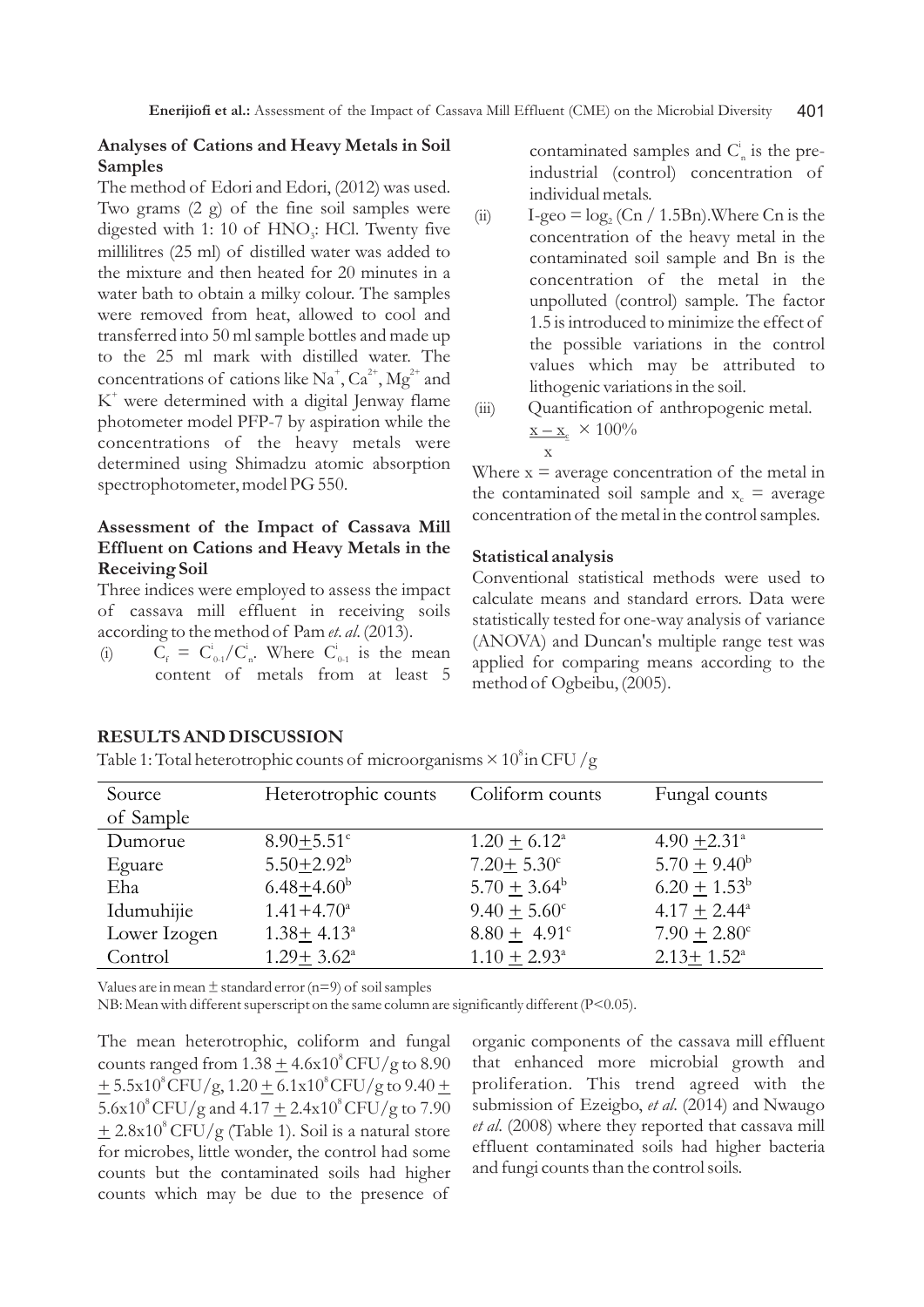## Analyses of Cations and Heavy Metals in Soil Samples

The method of Edori and Edori, (2012) was used. Two grams (2 g) of the fine soil samples were digested with 1: 10 of $HNO_3$: HCl. Twenty five millilitres (25 ml) of distilled water was added to the mixture and then heated for 20 minutes in a water bath to obtain a milky colour. The samples were removed from heat, allowed to cool and transferred into 50 ml sample bottles and made up to the 25 ml mark with distilled water. The concentrations of cations like $Na^+$, $Ca^{2+}$, $Mg^{2+}$ and $K^+$ were determined with a digital Jenway flame photometer model PFP-7 by aspiration while the concentrations of the heavy metals were determined using Shimadzu atomic absorption spectrophotometer, model PG 550.

## Assessment of the Impact of Cassava Mill Effluent on Cations and Heavy Metals in the Receiving Soil

Three indices were employed to assess the impact of cassava mill effluent in receiving soils according to the method of Pam *et. al*. (2013).

(i) $C_f = C^i_{0-1}/C^i_n$. Where $C^i_{0-1}$ is the mean content of metals from at least 5 contaminated samples and $C^i_n$ is the pre-industrial (control) concentration of individual metals.

(ii) I-geo = $\log_2$ (Cn / 1.5Bn).Where Cn is the concentration of the heavy metal in the contaminated soil sample and Bn is the concentration of the metal in the unpolluted (control) sample. The factor 1.5 is introduced to minimize the effect of the possible variations in the control values which may be attributed to lithogenic variations in the soil.

(iii) Quantification of anthropogenic metal.

$$\frac{x - x_c}{x} \times 100\%$$

Where x = average concentration of the metal in the contaminated soil sample and $x_c$ = average concentration of the metal in the control samples.

## Statistical analysis

Conventional statistical methods were used to calculate means and standard errors. Data were statistically tested for one-way analysis of variance (ANOVA) and Duncan's multiple range test was applied for comparing means according to the method of Ogbeibu, (2005).

## RESULTS AND DISCUSSION

Table 1: Total heterotrophic counts of microorganisms $\times 10^8$ in CFU /g

| Source of Sample | Heterotrophic counts | Coliform counts | Fungal counts |
|---|---|---|---|
| Dumorue | $8.90 \pm 5.51^c$ | $1.20 \pm 6.12^a$ | $4.90 \pm 2.31^a$ |
| Eguare | $5.50 \pm 2.92^b$ | $7.20 \pm 5.30^c$ | $5.70 \pm 9.40^b$ |
| Eha | $6.48 \pm 4.60^b$ | $5.70 \pm 3.64^b$ | $6.20 \pm 1.53^b$ |
| Idumuhijie | $1.41 + 4.70^a$ | $9.40 \pm 5.60^c$ | $4.17 \pm 2.44^a$ |
| Lower Izogen | $1.38 \pm 4.13^a$ | $8.80 \pm 4.91^c$ | $7.90 \pm 2.80^c$ |
| Control | $1.29 \pm 3.62^a$ | $1.10 \pm 2.93^a$ | $2.13 \pm 1.52^a$ |

Values are in mean ± standard error (n=9) of soil samples

NB: Mean with different superscript on the same column are significantly different (P<0.05).

The mean heterotrophic, coliform and fungal counts ranged from $1.38 \pm 4.6 \times 10^8$ CFU/g to $8.90 \pm 5.5 \times 10^8$ CFU/g, $1.20 \pm 6.1 \times 10^8$ CFU/g to $9.40 \pm 5.6 \times 10^8$ CFU/g and $4.17 \pm 2.4 \times 10^8$ CFU/g to $7.90 \pm 2.8 \times 10^8$ CFU/g (Table 1). Soil is a natural store for microbes, little wonder, the control had some counts but the contaminated soils had higher counts which may be due to the presence of organic components of the cassava mill effluent that enhanced more microbial growth and proliferation. This trend agreed with the submission of Ezeigbo, *et al*. (2014) and Nwaugo *et al*. (2008) where they reported that cassava mill effluent contaminated soils had higher bacteria and fungi counts than the control soils.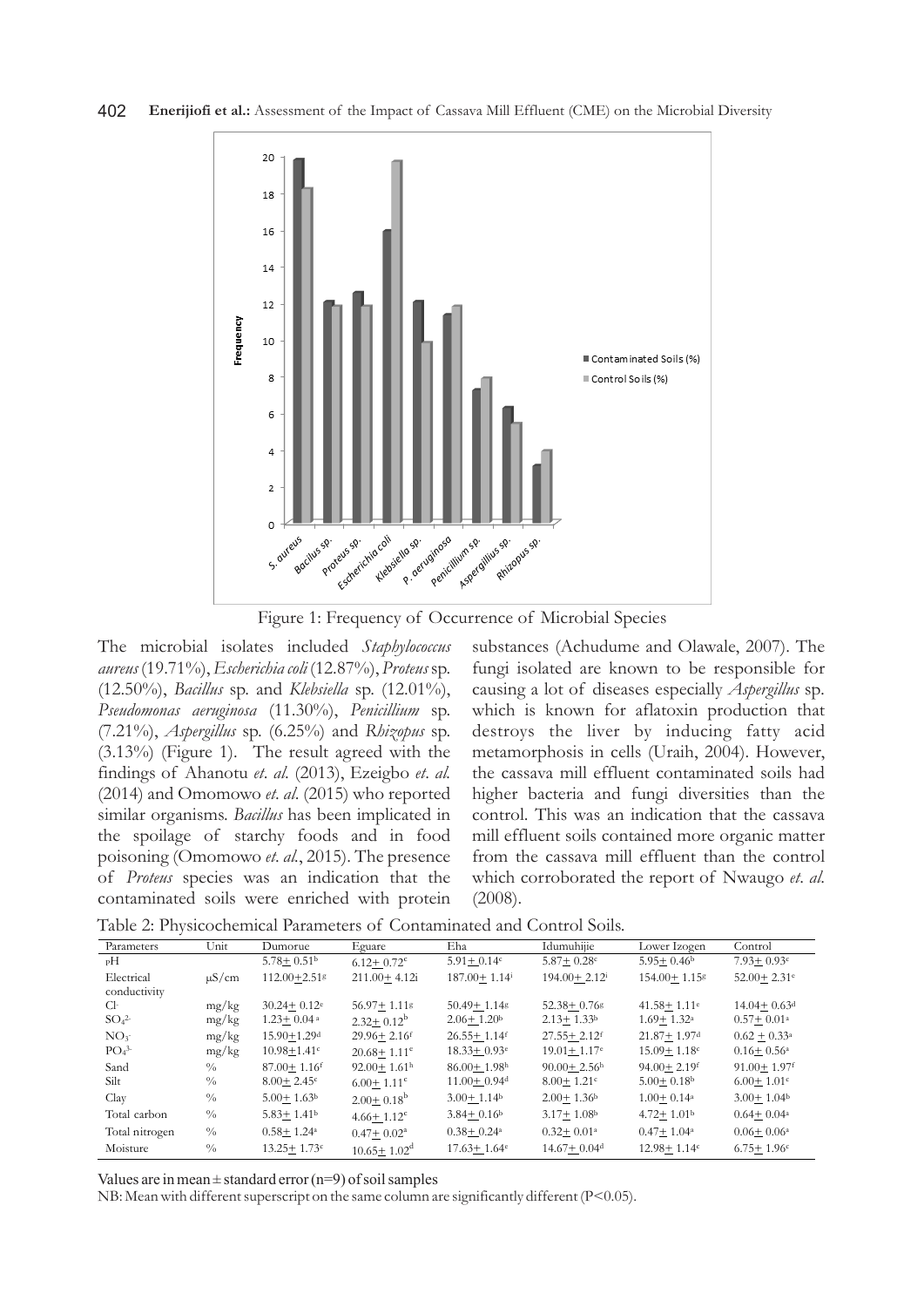Figure 1: Frequency of Occurrence of Microbial Species

The microbial isolates included *Staphylococcus aureus* (19.71%), *Escherichia coli* (12.87%), *Proteus* sp. (12.50%), *Bacillus* sp. and *Klebsiella* sp. (12.01%), *Pseudomonas aeruginosa* (11.30%), *Penicillium* sp. (7.21%), *Aspergillus* sp. (6.25%) and *Rhizopus* sp. (3.13%) (Figure 1). The result agreed with the findings of Ahanotu *et. al.* (2013), Ezeigbo *et. al.* (2014) and Omomowo *et. al.* (2015) who reported similar organisms. *Bacillus* has been implicated in the spoilage of starchy foods and in food poisoning (Omomowo *et. al.*, 2015). The presence of *Proteus* species was an indication that the contaminated soils were enriched with protein substances (Achudume and Olawale, 2007). The fungi isolated are known to be responsible for causing a lot of diseases especially *Aspergillus* sp. which is known for aflatoxin production that destroys the liver by inducing fatty acid metamorphosis in cells (Uraih, 2004). However, the cassava mill effluent contaminated soils had higher bacteria and fungi diversities than the control. This was an indication that the cassava mill effluent soils contained more organic matter from the cassava mill effluent than the control which corroborated the report of Nwaugo *et. al.* (2008).

Table 2: Physicochemical Parameters of Contaminated and Control Soils.

| Parameters | Unit | Dumorue | Eguare | Eha | Idumuhijie | Lower Izogen | Control |
|---|---|---|---|---|---|---|---|
| pH | | $5.78 \pm 0.51^b$ | $6.12 \pm 0.72^c$ | $5.91 \pm 0.14^c$ | $5.87 \pm 0.28^c$ | $5.95 \pm 0.46^b$ | $7.93 \pm 0.93^c$ |
| Electrical conductivity | μS/cm | $112.00 \pm 2.51^g$ | $211.00 \pm 4.12^i$ | $187.00 \pm 1.14^j$ | $194.00 \pm 2.12^i$ | $154.00 \pm 1.15^g$ | $52.00 \pm 2.31^e$ |
| $Cl^-$ | mg/kg | $30.24 \pm 0.12^e$ | $56.97 \pm 1.11^g$ | $50.49 \pm 1.14^g$ | $52.38 \pm 0.76^g$ | $41.58 \pm 1.11^e$ | $14.04 \pm 0.63^d$ |
| $SO_4^{2-}$ | mg/kg | $1.23 \pm 0.04^a$ | $2.32 \pm 0.12^b$ | $2.06 \pm 1.20^b$ | $2.13 \pm 1.33^b$ | $1.69 \pm 1.32^a$ | $0.57 \pm 0.01^a$ |
| $NO_3^-$ | mg/kg | $15.90 \pm 1.29^d$ | $29.96 \pm 2.16^f$ | $26.55 \pm 1.14^f$ | $27.55 \pm 2.12^f$ | $21.87 \pm 1.97^d$ | $0.62 \pm 0.33^a$ |
| $PO_4^{3-}$ | mg/kg | $10.98 \pm 1.41^c$ | $20.68 \pm 1.11^e$ | $18.33 \pm 0.93^e$ | $19.01 \pm 1.17^e$ | $15.09 \pm 1.18^c$ | $0.16 \pm 0.56^a$ |
| Sand | % | $87.00 \pm 1.16^f$ | $92.00 \pm 1.61^h$ | $86.00 \pm 1.98^h$ | $90.00 \pm 2.56^h$ | $94.00 \pm 2.19^f$ | $91.00 \pm 1.97^f$ |
| Silt | % | $8.00 \pm 2.45^c$ | $6.00 \pm 1.11^c$ | $11.00 \pm 0.94^d$ | $8.00 \pm 1.21^c$ | $5.00 \pm 0.18^b$ | $6.00 \pm 1.01^c$ |
| Clay | % | $5.00 \pm 1.63^b$ | $2.00 \pm 0.18^b$ | $3.00 \pm 1.14^b$ | $2.00 \pm 1.36^b$ | $1.00 \pm 0.14^a$ | $3.00 \pm 1.04^b$ |
| Total carbon | % | $5.83 \pm 1.41^b$ | $4.66 \pm 1.12^c$ | $3.84 \pm 0.16^b$ | $3.17 \pm 1.08^b$ | $4.72 \pm 1.01^b$ | $0.64 \pm 0.04^a$ |
| Total nitrogen | % | $0.58 \pm 1.24^a$ | $0.47 \pm 0.02^a$ | $0.38 \pm 0.24^a$ | $0.32 \pm 0.01^a$ | $0.47 \pm 1.04^a$ | $0.06 \pm 0.06^a$ |
| Moisture | % | $13.25 \pm 1.73^c$ | $10.65 \pm 1.02^d$ | $17.63 \pm 1.64^e$ | $14.67 \pm 0.04^d$ | $12.98 \pm 1.14^c$ | $6.75 \pm 1.96^c$ |

Values are in mean ± standard error (n=9) of soil samples

NB: Mean with different superscript on the same column are significantly different ($P<0.05$).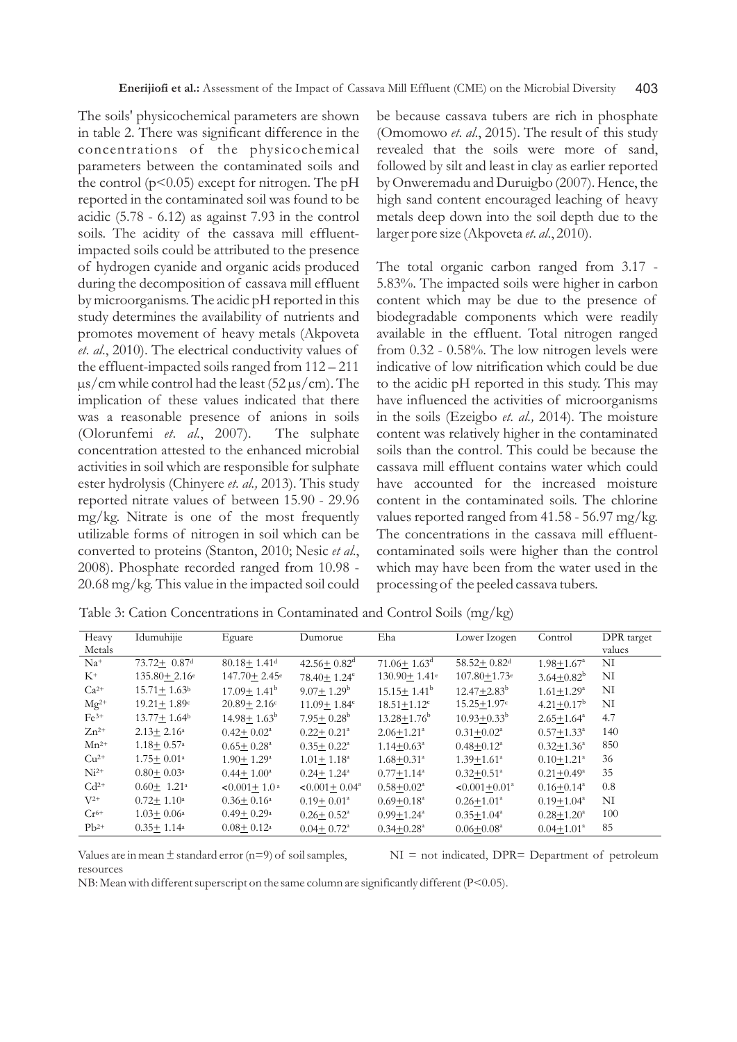The soils' physicochemical parameters are shown in table 2. There was significant difference in the concentrations of the physicochemical parameters between the contaminated soils and the control ($p<0.05$) except for nitrogen. The pH reported in the contaminated soil was found to be acidic (5.78 - 6.12) as against 7.93 in the control soils. The acidity of the cassava mill effluent-impacted soils could be attributed to the presence of hydrogen cyanide and organic acids produced during the decomposition of cassava mill effluent by microorganisms. The acidic pH reported in this study determines the availability of nutrients and promotes movement of heavy metals (Akpoveta *et. al.*, 2010). The electrical conductivity values of the effluent-impacted soils ranged from 112 – 211 µs/cm while control had the least (52 µs/cm). The implication of these values indicated that there was a reasonable presence of anions in soils (Olorunfemi *et. al.*, 2007). The sulphate concentration attested to the enhanced microbial activities in soil which are responsible for sulphate ester hydrolysis (Chinyere *et. al.,* 2013). This study reported nitrate values of between 15.90 - 29.96 mg/kg. Nitrate is one of the most frequently utilizable forms of nitrogen in soil which can be converted to proteins (Stanton, 2010; Nesic *et al.*, 2008). Phosphate recorded ranged from 10.98 - 20.68 mg/kg. This value in the impacted soil could be because cassava tubers are rich in phosphate (Omomowo *et. al.*, 2015). The result of this study revealed that the soils were more of sand, followed by silt and least in clay as earlier reported by Onweremadu and Duruigbo (2007). Hence, the high sand content encouraged leaching of heavy metals deep down into the soil depth due to the larger pore size (Akpoveta *et. al.*, 2010).

The total organic carbon ranged from 3.17 - 5.83%. The impacted soils were higher in carbon content which may be due to the presence of biodegradable components which were readily available in the effluent. Total nitrogen ranged from 0.32 - 0.58%. The low nitrogen levels were indicative of low nitrification which could be due to the acidic pH reported in this study. This may have influenced the activities of microorganisms in the soils (Ezeigbo *et. al.,* 2014). The moisture content was relatively higher in the contaminated soils than the control. This could be because the cassava mill effluent contains water which could have accounted for the increased moisture content in the contaminated soils. The chlorine values reported ranged from 41.58 - 56.97 mg/kg. The concentrations in the cassava mill effluent-contaminated soils were higher than the control which may have been from the water used in the processing of the peeled cassava tubers.

Table 3: Cation Concentrations in Contaminated and Control Soils (mg/kg)

| Heavy Metals | Idumuhijie | Eguare | Dumorue | Eha | Lower Izogen | Control | DPR target values |
|---|---|---|---|---|---|---|---|
| $Na^{+}$ | $73.72\pm0.87^{d}$ | $80.18\pm1.41^{d}$ | $42.56\pm0.82^{d}$ | $71.06\pm1.63^{d}$ | $58.52\pm0.82^{d}$ | $1.98\pm1.67^{a}$ | NI |
| $K^{+}$ | $135.80\pm2.16^{e}$ | $147.70\pm2.45^{e}$ | $78.40\pm1.24^{e}$ | $130.90\pm1.41^{e}$ | $107.80\pm1.73^{e}$ | $3.64\pm0.82^{b}$ | NI |
| $Ca^{2+}$ | $15.71\pm1.63^{b}$ | $17.09\pm1.41^{b}$ | $9.07\pm1.29^{b}$ | $15.15\pm1.41^{b}$ | $12.47\pm2.83^{b}$ | $1.61\pm1.29^{a}$ | NI |
| $Mg^{2+}$ | $19.21\pm1.89^{c}$ | $20.89\pm2.16^{c}$ | $11.09\pm1.84^{c}$ | $18.51\pm1.12^{c}$ | $15.25\pm1.97^{c}$ | $4.21\pm0.17^{b}$ | NI |
| $Fe^{3+}$ | $13.77\pm1.64^{b}$ | $14.98\pm1.63^{b}$ | $7.95\pm0.28^{b}$ | $13.28\pm1.76^{b}$ | $10.93\pm0.33^{b}$ | $2.65\pm1.64^{a}$ | 4.7 |
| $Zn^{2+}$ | $2.13\pm2.16^{a}$ | $0.42\pm0.02^{a}$ | $0.22\pm0.21^{a}$ | $2.06\pm1.21^{a}$ | $0.31\pm0.02^{a}$ | $0.57\pm1.33^{a}$ | 140 |
| $Mn^{2+}$ | $1.18\pm0.57^{a}$ | $0.65\pm0.28^{a}$ | $0.35\pm0.22^{a}$ | $1.14\pm0.63^{a}$ | $0.48\pm0.12^{a}$ | $0.32\pm1.36^{a}$ | 850 |
| $Cu^{2+}$ | $1.75\pm0.01^{a}$ | $1.90\pm1.29^{a}$ | $1.01\pm1.18^{a}$ | $1.68\pm0.31^{a}$ | $1.39\pm1.61^{a}$ | $0.10\pm1.21^{a}$ | 36 |
| $Ni^{2+}$ | $0.80\pm0.03^{a}$ | $0.44\pm1.00^{a}$ | $0.24\pm1.24^{a}$ | $0.77\pm1.14^{a}$ | $0.32\pm0.51^{a}$ | $0.21\pm0.49^{a}$ | 35 |
| $Cd^{2+}$ | $0.60\pm1.21^{a}$ | $<0.001\pm1.0^{a}$ | $<0.001\pm0.04^{a}$ | $0.58\pm0.02^{a}$ | $<0.001\pm0.01^{a}$ | $0.16\pm0.14^{a}$ | 0.8 |
| $V^{2+}$ | $0.72\pm1.10^{a}$ | $0.36\pm0.16^{a}$ | $0.19\pm0.01^{a}$ | $0.69\pm0.18^{a}$ | $0.26\pm1.01^{a}$ | $0.19\pm1.04^{a}$ | NI |
| $Cr^{6+}$ | $1.03\pm0.06^{a}$ | $0.49\pm0.29^{a}$ | $0.26\pm0.52^{a}$ | $0.99\pm1.24^{a}$ | $0.35\pm1.04^{a}$ | $0.28\pm1.20^{a}$ | 100 |
| $Pb^{2+}$ | $0.35\pm1.14^{a}$ | $0.08\pm0.12^{a}$ | $0.04\pm0.72^{a}$ | $0.34\pm0.28^{a}$ | $0.06\pm0.08^{a}$ | $0.04\pm1.01^{a}$ | 85 |

Values are in mean ± standard error (n=9) of soil samples, NI = not indicated, DPR= Department of petroleum resources

NB: Mean with different superscript on the same column are significantly different ($P<0.05$).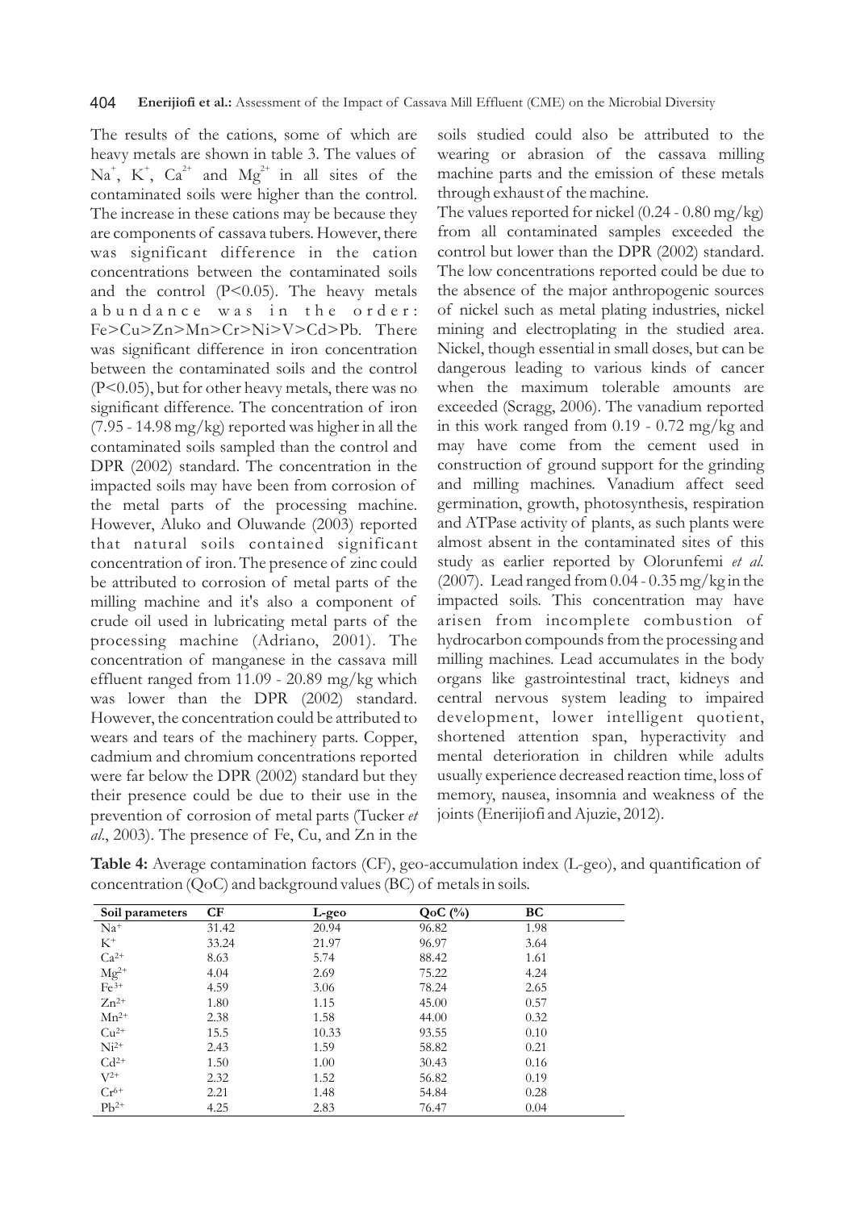The results of the cations, some of which are heavy metals are shown in table 3. The values of $Na^{+}$, $K^{+}$, $Ca^{2+}$ and $Mg^{2+}$ in all sites of the contaminated soils were higher than the control. The increase in these cations may be because they are components of cassava tubers. However, there was significant difference in the cation concentrations between the contaminated soils and the control ($P<0.05$). The heavy metals abundance was in the order: Fe>Cu>Zn>Mn>Cr>Ni>V>Cd>Pb. There was significant difference in iron concentration between the contaminated soils and the control ($P<0.05$), but for other heavy metals, there was no significant difference. The concentration of iron (7.95 - 14.98 mg/kg) reported was higher in all the contaminated soils sampled than the control and DPR (2002) standard. The concentration in the impacted soils may have been from corrosion of the metal parts of the processing machine. However, Aluko and Oluwande (2003) reported that natural soils contained significant concentration of iron. The presence of zinc could be attributed to corrosion of metal parts of the milling machine and it's also a component of crude oil used in lubricating metal parts of the processing machine (Adriano, 2001). The concentration of manganese in the cassava mill effluent ranged from 11.09 - 20.89 mg/kg which was lower than the DPR (2002) standard. However, the concentration could be attributed to wears and tears of the machinery parts. Copper, cadmium and chromium concentrations reported were far below the DPR (2002) standard but they their presence could be due to their use in the prevention of corrosion of metal parts (Tucker *et al*., 2003). The presence of Fe, Cu, and Zn in the soils studied could also be attributed to the wearing or abrasion of the cassava milling machine parts and the emission of these metals through exhaust of the machine.

The values reported for nickel (0.24 - 0.80 mg/kg) from all contaminated samples exceeded the control but lower than the DPR (2002) standard. The low concentrations reported could be due to the absence of the major anthropogenic sources of nickel such as metal plating industries, nickel mining and electroplating in the studied area. Nickel, though essential in small doses, but can be dangerous leading to various kinds of cancer when the maximum tolerable amounts are exceeded (Scragg, 2006). The vanadium reported in this work ranged from 0.19 - 0.72 mg/kg and may have come from the cement used in construction of ground support for the grinding and milling machines. Vanadium affect seed germination, growth, photosynthesis, respiration and ATPase activity of plants, as such plants were almost absent in the contaminated sites of this study as earlier reported by Olorunfemi *et al.* (2007). Lead ranged from 0.04 - 0.35 mg/kg in the impacted soils. This concentration may have arisen from incomplete combustion of hydrocarbon compounds from the processing and milling machines. Lead accumulates in the body organs like gastrointestinal tract, kidneys and central nervous system leading to impaired development, lower intelligent quotient, shortened attention span, hyperactivity and mental deterioration in children while adults usually experience decreased reaction time, loss of memory, nausea, insomnia and weakness of the joints (Enerijiofi and Ajuzie, 2012).

**Table 4:** Average contamination factors (CF), geo-accumulation index (L-geo), and quantification of concentration (QoC) and background values (BC) of metals in soils.

| Soil parameters | CF | L-geo | QoC (%) | BC |
|---|---|---|---|---|
| $Na^{+}$ | 31.42 | 20.94 | 96.82 | 1.98 |
| $K^{+}$ | 33.24 | 21.97 | 96.97 | 3.64 |
| $Ca^{2+}$ | 8.63 | 5.74 | 88.42 | 1.61 |
| $Mg^{2+}$ | 4.04 | 2.69 | 75.22 | 4.24 |
| $Fe^{3+}$ | 4.59 | 3.06 | 78.24 | 2.65 |
| $Zn^{2+}$ | 1.80 | 1.15 | 45.00 | 0.57 |
| $Mn^{2+}$ | 2.38 | 1.58 | 44.00 | 0.32 |
| $Cu^{2+}$ | 15.5 | 10.33 | 93.55 | 0.10 |
| $Ni^{2+}$ | 2.43 | 1.59 | 58.82 | 0.21 |
| $Cd^{2+}$ | 1.50 | 1.00 | 30.43 | 0.16 |
| $V^{2+}$ | 2.32 | 1.52 | 56.82 | 0.19 |
| $Cr^{6+}$ | 2.21 | 1.48 | 54.84 | 0.28 |
| $Pb^{2+}$ | 4.25 | 2.83 | 76.47 | 0.04 |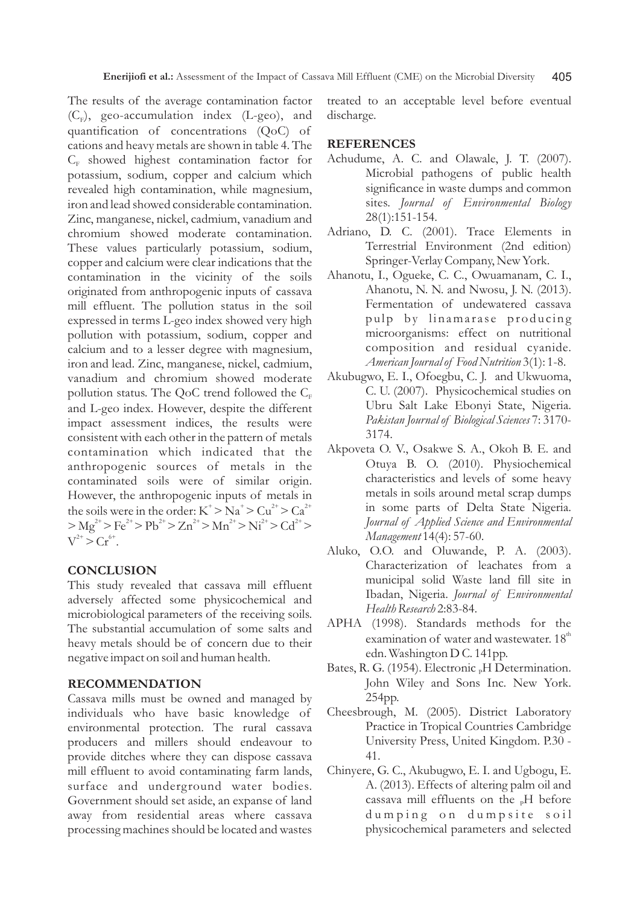The results of the average contamination factor ($C_F$), geo-accumulation index (L-geo), and quantification of concentrations (QoC) of cations and heavy metals are shown in table 4. The $C_F$ showed highest contamination factor for potassium, sodium, copper and calcium which revealed high contamination, while magnesium, iron and lead showed considerable contamination. Zinc, manganese, nickel, cadmium, vanadium and chromium showed moderate contamination. These values particularly potassium, sodium, copper and calcium were clear indications that the contamination in the vicinity of the soils originated from anthropogenic inputs of cassava mill effluent. The pollution status in the soil expressed in terms L-geo index showed very high pollution with potassium, sodium, copper and calcium and to a lesser degree with magnesium, iron and lead. Zinc, manganese, nickel, cadmium, vanadium and chromium showed moderate pollution status. The QoC trend followed the $C_F$ and L-geo index. However, despite the different impact assessment indices, the results were consistent with each other in the pattern of metals contamination which indicated that the anthropogenic sources of metals in the contaminated soils were of similar origin. However, the anthropogenic inputs of metals in the soils were in the order: $K^+ > Na^+ > Cu^{2+} > Ca^{2+} > Mg^{2+} > Fe^{2+} > Pb^{2+} > Zn^{2+} > Mn^{2+} > Ni^{2+} > Cd^{2+} > V^{2+} > Cr^{6+}$.

## CONCLUSION

This study revealed that cassava mill effluent adversely affected some physicochemical and microbiological parameters of the receiving soils. The substantial accumulation of some salts and heavy metals should be of concern due to their negative impact on soil and human health.

## RECOMMENDATION

Cassava mills must be owned and managed by individuals who have basic knowledge of environmental protection. The rural cassava producers and millers should endeavour to provide ditches where they can dispose cassava mill effluent to avoid contaminating farm lands, surface and underground water bodies. Government should set aside, an expanse of land away from residential areas where cassava processing machines should be located and wastes treated to an acceptable level before eventual discharge.

## REFERENCES

Achudume, A. C. and Olawale, J. T. (2007). Microbial pathogens of public health significance in waste dumps and common sites. *Journal of Environmental Biology* 28(1):151-154.

Adriano, D. C. (2001). Trace Elements in Terrestrial Environment (2nd edition) Springer-Verlay Company, New York.

Ahanotu, I., Ogueke, C. C., Owuamanam, C. I., Ahanotu, N. N. and Nwosu, J. N. (2013). Fermentation of undewatered cassava pulp by linamarase producing microorganisms: effect on nutritional composition and residual cyanide. *American Journal of Food Nutrition* 3(1): 1-8.

Akubugwo, E. I., Ofoegbu, C. J. and Ukwuoma, C. U. (2007). Physicochemical studies on Ubru Salt Lake Ebonyi State, Nigeria. *Pakistan Journal of Biological Sciences* 7: 3170-3174.

Akpoveta O. V., Osakwe S. A., Okoh B. E. and Otuya B. O. (2010). Physiochemical characteristics and levels of some heavy metals in soils around metal scrap dumps in some parts of Delta State Nigeria. *Journal of Applied Science and Environmental Management* 14(4): 57-60.

Aluko, O.O. and Oluwande, P. A. (2003). Characterization of leachates from a municipal solid Waste land fill site in Ibadan, Nigeria. *Journal of Environmental Health Research* 2:83-84.

APHA (1998). Standards methods for the examination of water and wastewater. 18th edn. Washington D C. 141pp.

Bates, R. G. (1954). Electronic $_PH$ Determination. John Wiley and Sons Inc. New York. 254pp.

Cheesbrough, M. (2005). District Laboratory Practice in Tropical Countries Cambridge University Press, United Kingdom. P.30 - 41.

Chinyere, G. C., Akubugwo, E. I. and Ugbogu, E. A. (2013). Effects of altering palm oil and cassava mill effluents on the $_PH$ before dumping on dumpsite soil physicochemical parameters and selected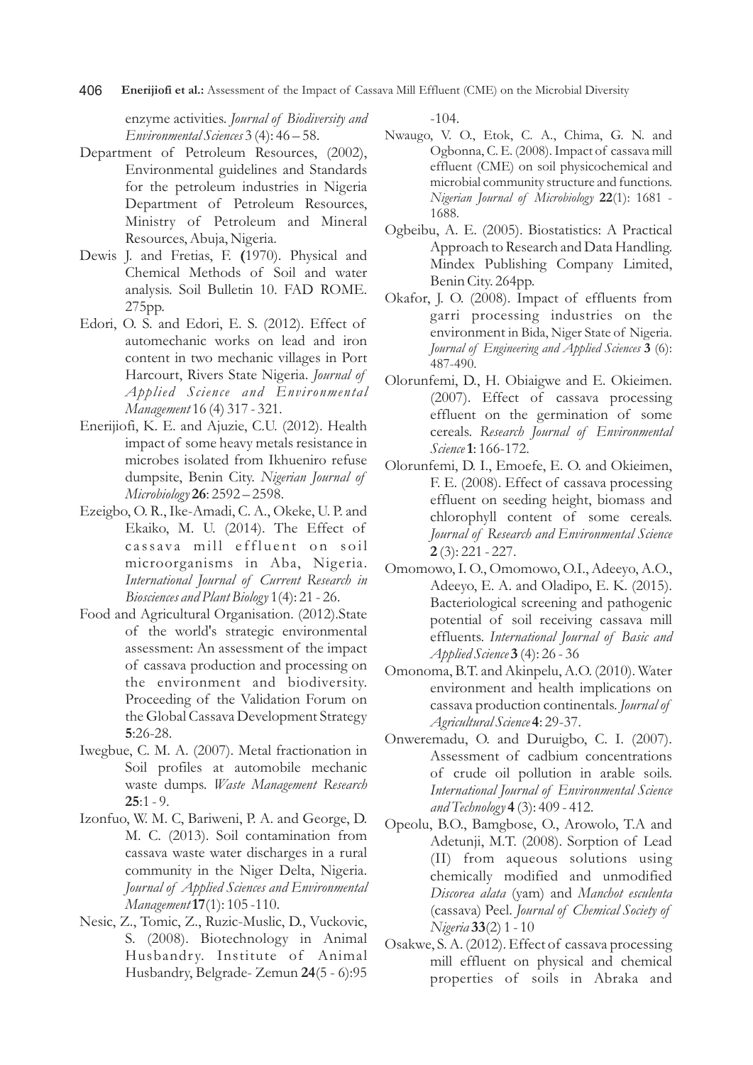enzyme activities. *Journal of Biodiversity and Environmental Sciences* 3 (4): 46 – 58.

Department of Petroleum Resources, (2002), Environmental guidelines and Standards for the petroleum industries in Nigeria Department of Petroleum Resources, Ministry of Petroleum and Mineral Resources, Abuja, Nigeria.

Dewis J. and Fretias, F. (1970). Physical and Chemical Methods of Soil and water analysis. Soil Bulletin 10. FAD ROME. 275pp.

Edori, O. S. and Edori, E. S. (2012). Effect of automechanic works on lead and iron content in two mechanic villages in Port Harcourt, Rivers State Nigeria. *Journal of Applied Science and Environmental Management* 16 (4) 317 - 321.

Enerijiofi, K. E. and Ajuzie, C.U. (2012). Health impact of some heavy metals resistance in microbes isolated from Ikhueniro refuse dumpsite, Benin City. *Nigerian Journal of Microbiology* **26**: 2592 – 2598.

Ezeigbo, O. R., Ike-Amadi, C. A., Okeke, U. P. and Ekaiko, M. U. (2014). The Effect of cassava mill effluent on soil microorganisms in Aba, Nigeria. *International Journal of Current Research in Biosciences and Plant Biology* 1(4): 21 - 26.

Food and Agricultural Organisation. (2012).State of the world's strategic environmental assessment: An assessment of the impact of cassava production and processing on the environment and biodiversity. Proceeding of the Validation Forum on the Global Cassava Development Strategy **5**:26-28.

Iwegbue, C. M. A. (2007). Metal fractionation in Soil profiles at automobile mechanic waste dumps. *Waste Management Research* **25**:1 - 9.

Izonfuo, W. M. C, Bariweni, P. A. and George, D. M. C. (2013). Soil contamination from cassava waste water discharges in a rural community in the Niger Delta, Nigeria. *Journal of Applied Sciences and Environmental Management* **17**(1): 105 -110.

Nesic, Z., Tomic, Z., Ruzic-Muslic, D., Vuckovic, S. (2008). Biotechnology in Animal Husbandry. Institute of Animal Husbandry, Belgrade- Zemun **24**(5 - 6):95 -104.

Nwaugo, V. O., Etok, C. A., Chima, G. N. and Ogbonna, C. E. (2008). Impact of cassava mill effluent (CME) on soil physicochemical and microbial community structure and functions. *Nigerian Journal of Microbiology* **22**(1): 1681 - 1688.

Ogbeibu, A. E. (2005). Biostatistics: A Practical Approach to Research and Data Handling. Mindex Publishing Company Limited, Benin City. 264pp.

Okafor, J. O. (2008). Impact of effluents from garri processing industries on the environment in Bida, Niger State of Nigeria. *Journal of Engineering and Applied Sciences* **3** (6): 487-490.

Olorunfemi, D., H. Obiaigwe and E. Okieimen. (2007). Effect of cassava processing effluent on the germination of some cereals. *Research Journal of Environmental Science* **1**: 166-172.

Olorunfemi, D. I., Emoefe, E. O. and Okieimen, F. E. (2008). Effect of cassava processing effluent on seeding height, biomass and chlorophyll content of some cereals. *Journal of Research and Environmental Science* **2** (3): 221 - 227.

Omomowo, I. O., Omomowo, O.I., Adeeyo, A.O., Adeeyo, E. A. and Oladipo, E. K. (2015). Bacteriological screening and pathogenic potential of soil receiving cassava mill effluents. *International Journal of Basic and Applied Science* **3** (4): 26 - 36

Omonoma, B.T. and Akinpelu, A.O. (2010). Water environment and health implications on cassava production continentals. *Journal of Agricultural Science* **4**: 29-37.

Onweremadu, O. and Duruigbo, C. I. (2007). Assessment of cadbium concentrations of crude oil pollution in arable soils. *International Journal of Environmental Science and Technology* **4** (3): 409 - 412.

Opeolu, B.O., Bamgbose, O., Arowolo, T.A and Adetunji, M.T. (2008). Sorption of Lead (II) from aqueous solutions using chemically modified and unmodified *Discorea alata* (yam) and *Manchot esculenta* (cassava) Peel. *Journal of Chemical Society of Nigeria* **33**(2) 1 - 10

Osakwe, S. A. (2012). Effect of cassava processing mill effluent on physical and chemical properties of soils in Abraka and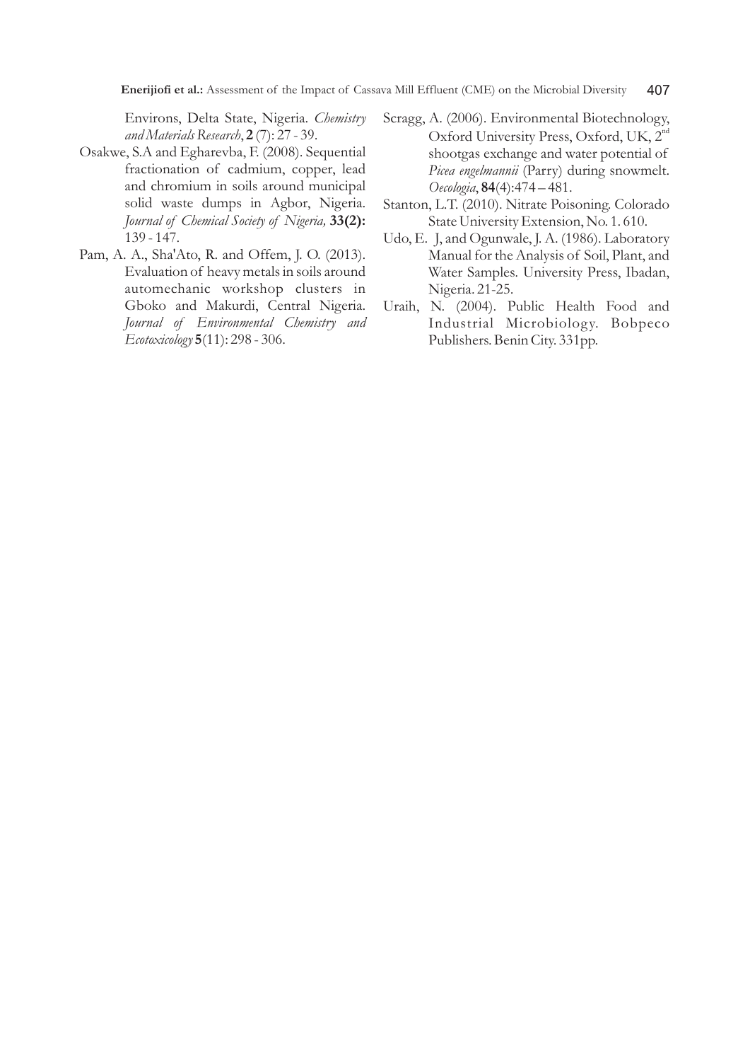Environs, Delta State, Nigeria. *Chemistry and Materials Research*, **2** (7): 27 - 39.

Osakwe, S.A and Egharevba, F. (2008). Sequential fractionation of cadmium, copper, lead and chromium in soils around municipal solid waste dumps in Agbor, Nigeria. *Journal of Chemical Society of Nigeria,* **33(2):** 139 - 147.

Pam, A. A., Sha'Ato, R. and Offem, J. O. (2013). Evaluation of heavy metals in soils around automechanic workshop clusters in Gboko and Makurdi, Central Nigeria. *Journal of Environmental Chemistry and Ecotoxicology* **5**(11): 298 - 306.

Scragg, A. (2006). Environmental Biotechnology, Oxford University Press, Oxford, UK, $2^{nd}$ shootgas exchange and water potential of *Picea engelmannii* (Parry) during snowmelt. *Oecologia*, **84**(4):474 – 481.

Stanton, L.T. (2010). Nitrate Poisoning. Colorado State University Extension, No. 1. 610.

Udo, E. J, and Ogunwale, J. A. (1986). Laboratory Manual for the Analysis of Soil, Plant, and Water Samples. University Press, Ibadan, Nigeria. 21-25.

Uraih, N. (2004). Public Health Food and Industrial Microbiology. Bobpeco Publishers. Benin City. 331pp.